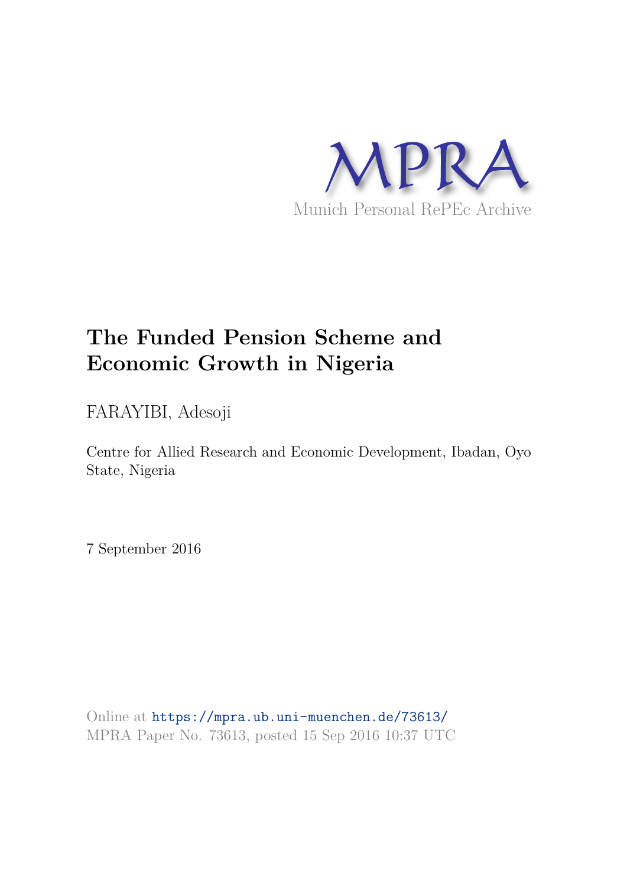MPRA

Munich Personal RePEc Archive

# The Funded Pension Scheme and Economic Growth in Nigeria

FARAYIBI, Adesoji

Centre for Allied Research and Economic Development, Ibadan, Oyo State, Nigeria

7 September 2016

Online at https://mpra.ub.uni-muenchen.de/73613/
MPRA Paper No. 73613, posted 15 Sep 2016 10:37 UTC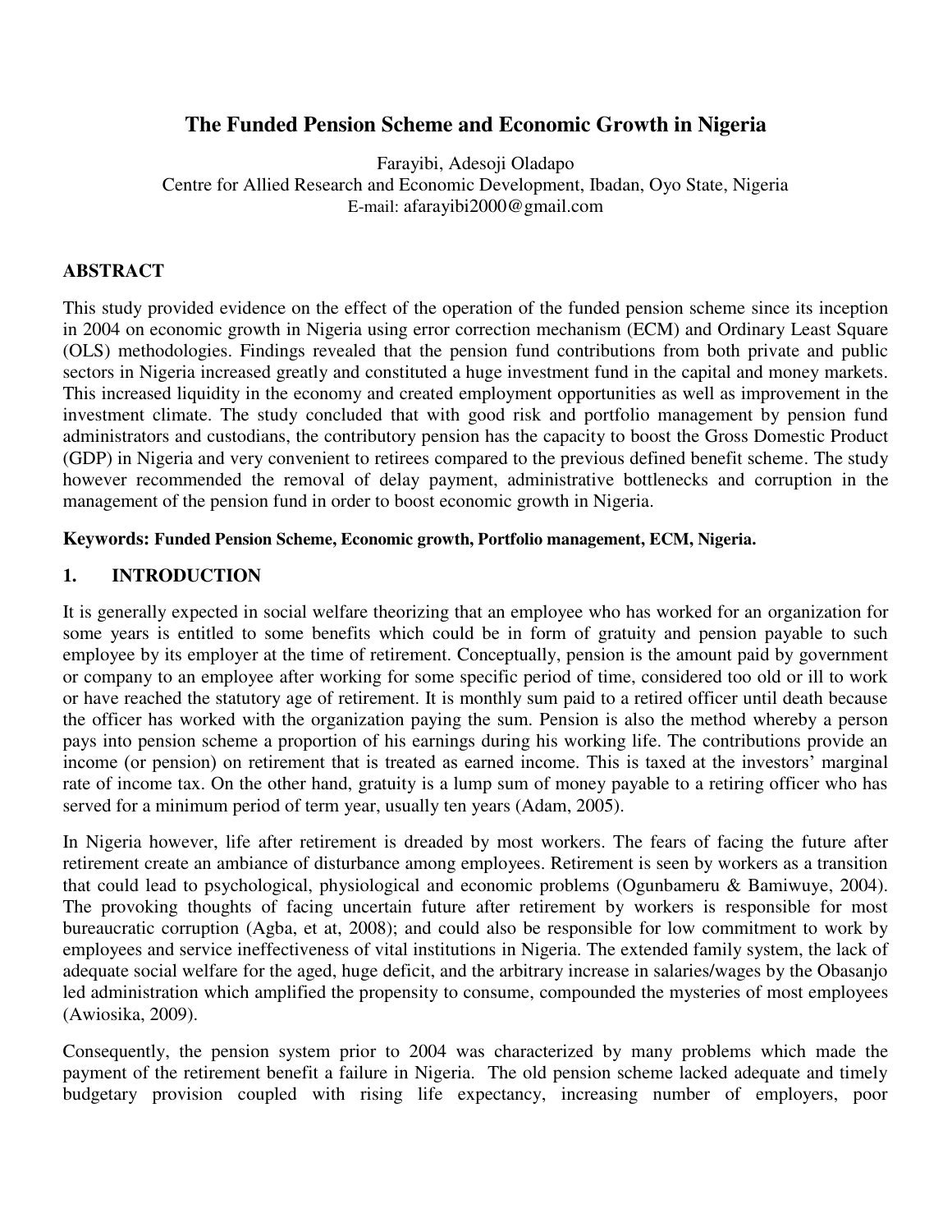# The Funded Pension Scheme and Economic Growth in Nigeria

Farayibi, Adesoji Oladapo
Centre for Allied Research and Economic Development, Ibadan, Oyo State, Nigeria
E-mail: afarayibi2000@gmail.com

## ABSTRACT

This study provided evidence on the effect of the operation of the funded pension scheme since its inception in 2004 on economic growth in Nigeria using error correction mechanism (ECM) and Ordinary Least Square (OLS) methodologies. Findings revealed that the pension fund contributions from both private and public sectors in Nigeria increased greatly and constituted a huge investment fund in the capital and money markets. This increased liquidity in the economy and created employment opportunities as well as improvement in the investment climate. The study concluded that with good risk and portfolio management by pension fund administrators and custodians, the contributory pension has the capacity to boost the Gross Domestic Product (GDP) in Nigeria and very convenient to retirees compared to the previous defined benefit scheme. The study however recommended the removal of delay payment, administrative bottlenecks and corruption in the management of the pension fund in order to boost economic growth in Nigeria.

**Keywords: Funded Pension Scheme, Economic growth, Portfolio management, ECM, Nigeria.**

## 1. INTRODUCTION

It is generally expected in social welfare theorizing that an employee who has worked for an organization for some years is entitled to some benefits which could be in form of gratuity and pension payable to such employee by its employer at the time of retirement. Conceptually, pension is the amount paid by government or company to an employee after working for some specific period of time, considered too old or ill to work or have reached the statutory age of retirement. It is monthly sum paid to a retired officer until death because the officer has worked with the organization paying the sum. Pension is also the method whereby a person pays into pension scheme a proportion of his earnings during his working life. The contributions provide an income (or pension) on retirement that is treated as earned income. This is taxed at the investors' marginal rate of income tax. On the other hand, gratuity is a lump sum of money payable to a retiring officer who has served for a minimum period of term year, usually ten years (Adam, 2005).

In Nigeria however, life after retirement is dreaded by most workers. The fears of facing the future after retirement create an ambiance of disturbance among employees. Retirement is seen by workers as a transition that could lead to psychological, physiological and economic problems (Ogunbameru & Bamiwuye, 2004). The provoking thoughts of facing uncertain future after retirement by workers is responsible for most bureaucratic corruption (Agba, et at, 2008); and could also be responsible for low commitment to work by employees and service ineffectiveness of vital institutions in Nigeria. The extended family system, the lack of adequate social welfare for the aged, huge deficit, and the arbitrary increase in salaries/wages by the Obasanjo led administration which amplified the propensity to consume, compounded the mysteries of most employees (Awiosika, 2009).

Consequently, the pension system prior to 2004 was characterized by many problems which made the payment of the retirement benefit a failure in Nigeria. The old pension scheme lacked adequate and timely budgetary provision coupled with rising life expectancy, increasing number of employers, poor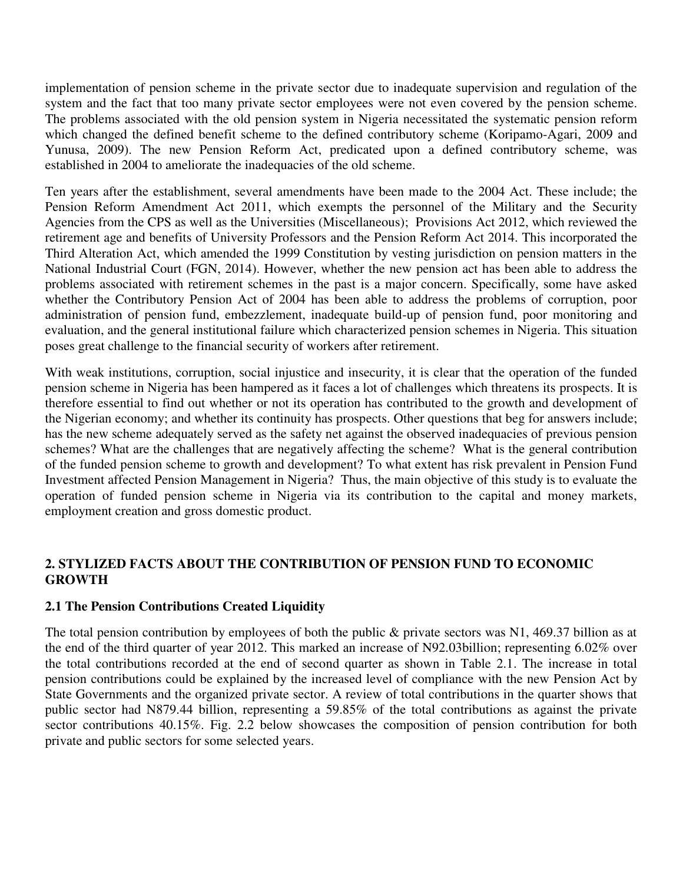implementation of pension scheme in the private sector due to inadequate supervision and regulation of the system and the fact that too many private sector employees were not even covered by the pension scheme. The problems associated with the old pension system in Nigeria necessitated the systematic pension reform which changed the defined benefit scheme to the defined contributory scheme (Koripamo-Agari, 2009 and Yunusa, 2009). The new Pension Reform Act, predicated upon a defined contributory scheme, was established in 2004 to ameliorate the inadequacies of the old scheme.

Ten years after the establishment, several amendments have been made to the 2004 Act. These include; the Pension Reform Amendment Act 2011, which exempts the personnel of the Military and the Security Agencies from the CPS as well as the Universities (Miscellaneous); Provisions Act 2012, which reviewed the retirement age and benefits of University Professors and the Pension Reform Act 2014. This incorporated the Third Alteration Act, which amended the 1999 Constitution by vesting jurisdiction on pension matters in the National Industrial Court (FGN, 2014). However, whether the new pension act has been able to address the problems associated with retirement schemes in the past is a major concern. Specifically, some have asked whether the Contributory Pension Act of 2004 has been able to address the problems of corruption, poor administration of pension fund, embezzlement, inadequate build-up of pension fund, poor monitoring and evaluation, and the general institutional failure which characterized pension schemes in Nigeria. This situation poses great challenge to the financial security of workers after retirement.

With weak institutions, corruption, social injustice and insecurity, it is clear that the operation of the funded pension scheme in Nigeria has been hampered as it faces a lot of challenges which threatens its prospects. It is therefore essential to find out whether or not its operation has contributed to the growth and development of the Nigerian economy; and whether its continuity has prospects. Other questions that beg for answers include; has the new scheme adequately served as the safety net against the observed inadequacies of previous pension schemes? What are the challenges that are negatively affecting the scheme? What is the general contribution of the funded pension scheme to growth and development? To what extent has risk prevalent in Pension Fund Investment affected Pension Management in Nigeria? Thus, the main objective of this study is to evaluate the operation of funded pension scheme in Nigeria via its contribution to the capital and money markets, employment creation and gross domestic product.

## 2. STYLIZED FACTS ABOUT THE CONTRIBUTION OF PENSION FUND TO ECONOMIC GROWTH

### 2.1 The Pension Contributions Created Liquidity

The total pension contribution by employees of both the public & private sectors was N1, 469.37 billion as at the end of the third quarter of year 2012. This marked an increase of N92.03billion; representing 6.02% over the total contributions recorded at the end of second quarter as shown in Table 2.1. The increase in total pension contributions could be explained by the increased level of compliance with the new Pension Act by State Governments and the organized private sector. A review of total contributions in the quarter shows that public sector had N879.44 billion, representing a 59.85% of the total contributions as against the private sector contributions 40.15%. Fig. 2.2 below showcases the composition of pension contribution for both private and public sectors for some selected years.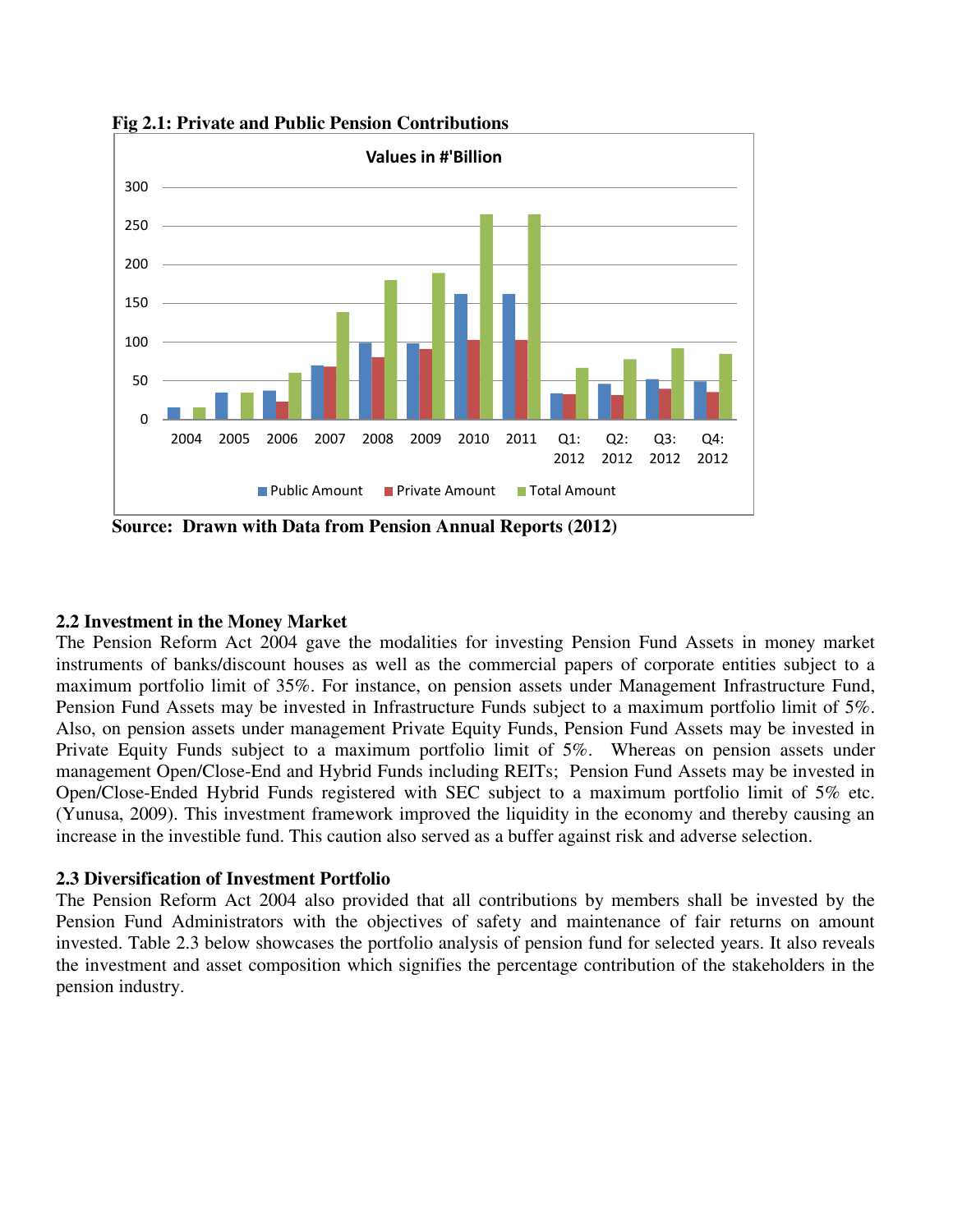**Fig 2.1: Private and Public Pension Contributions**

Values in #'Billion

300
250
200
150
100
50
0

2004 2005 2006 2007 2008 2009 2010 2011 Q1: 2012 Q2: 2012 Q3: 2012 Q4: 2012

Public Amount Private Amount Total Amount

**Source: Drawn with Data from Pension Annual Reports (2012)**

### 2.2 Investment in the Money Market

The Pension Reform Act 2004 gave the modalities for investing Pension Fund Assets in money market instruments of banks/discount houses as well as the commercial papers of corporate entities subject to a maximum portfolio limit of 35%. For instance, on pension assets under Management Infrastructure Fund, Pension Fund Assets may be invested in Infrastructure Funds subject to a maximum portfolio limit of 5%. Also, on pension assets under management Private Equity Funds, Pension Fund Assets may be invested in Private Equity Funds subject to a maximum portfolio limit of 5%. Whereas on pension assets under management Open/Close-End and Hybrid Funds including REITs; Pension Fund Assets may be invested in Open/Close-Ended Hybrid Funds registered with SEC subject to a maximum portfolio limit of 5% etc. (Yunusa, 2009). This investment framework improved the liquidity in the economy and thereby causing an increase in the investible fund. This caution also served as a buffer against risk and adverse selection.

### 2.3 Diversification of Investment Portfolio

The Pension Reform Act 2004 also provided that all contributions by members shall be invested by the Pension Fund Administrators with the objectives of safety and maintenance of fair returns on amount invested. Table 2.3 below showcases the portfolio analysis of pension fund for selected years. It also reveals the investment and asset composition which signifies the percentage contribution of the stakeholders in the pension industry.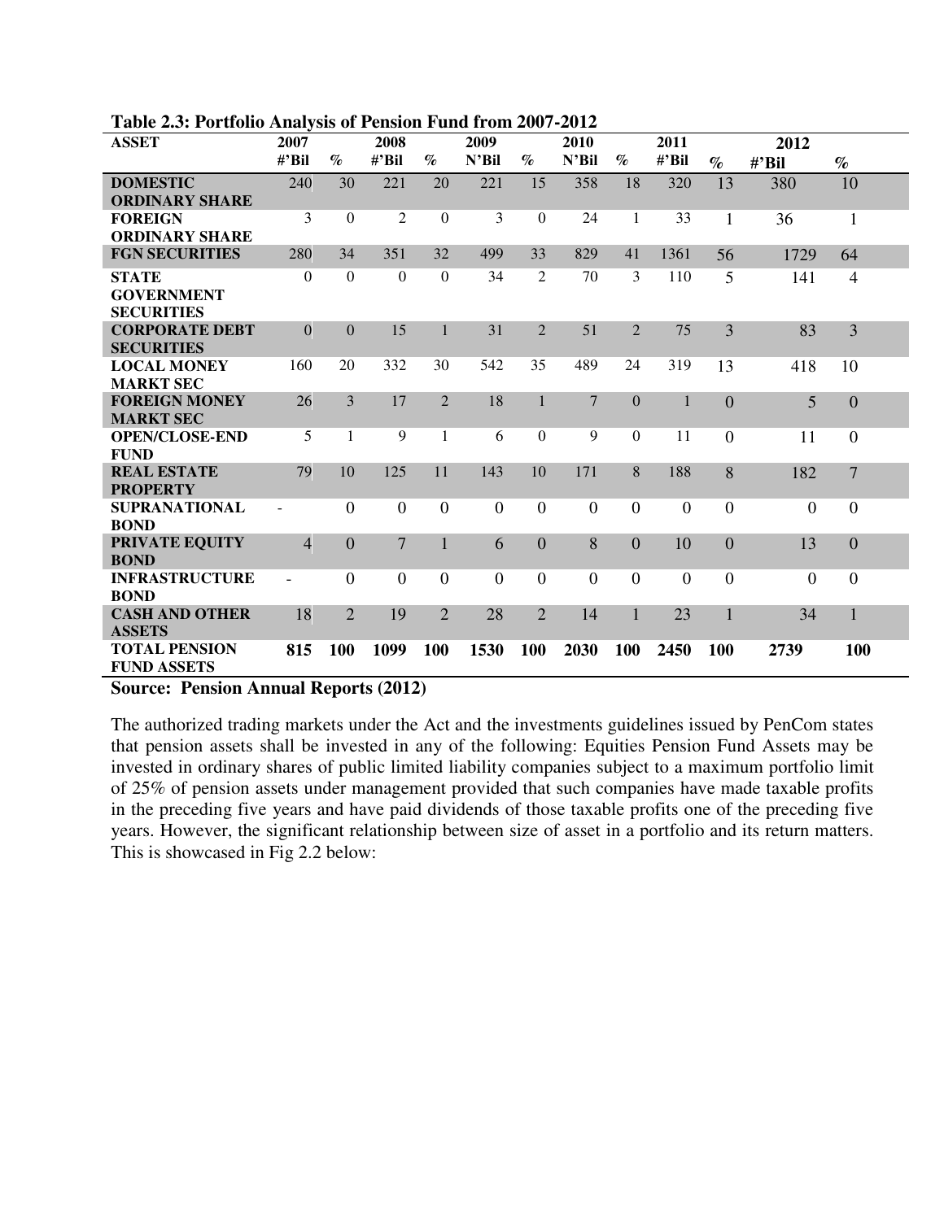**Table 2.3: Portfolio Analysis of Pension Fund from 2007-2012**

| ASSET | 2007 | | 2008 | | 2009 | | 2010 | | 2011 | | 2012 | |
|---|---|---|---|---|---|---|---|---|---|---|---|---|
| | #'Bil | % | #'Bil | % | N'Bil | % | N'Bil | % | #'Bil | % | #'Bil | % |
| **DOMESTIC ORDINARY SHARE** | 240 | 30 | 221 | 20 | 221 | 15 | 358 | 18 | 320 | 13 | 380 | 10 |
| **FOREIGN ORDINARY SHARE** | 3 | 0 | 2 | 0 | 3 | 0 | 24 | 1 | 33 | 1 | 36 | 1 |
| **FGN SECURITIES** | 280 | 34 | 351 | 32 | 499 | 33 | 829 | 41 | 1361 | 56 | 1729 | 64 |
| **STATE GOVERNMENT SECURITIES** | 0 | 0 | 0 | 0 | 34 | 2 | 70 | 3 | 110 | 5 | 141 | 4 |
| **CORPORATE DEBT SECURITIES** | 0 | 0 | 15 | 1 | 31 | 2 | 51 | 2 | 75 | 3 | 83 | 3 |
| **LOCAL MONEY MARKT SEC** | 160 | 20 | 332 | 30 | 542 | 35 | 489 | 24 | 319 | 13 | 418 | 10 |
| **FOREIGN MONEY MARKT SEC** | 26 | 3 | 17 | 2 | 18 | 1 | 7 | 0 | 1 | 0 | 5 | 0 |
| **OPEN/CLOSE-END FUND** | 5 | 1 | 9 | 1 | 6 | 0 | 9 | 0 | 11 | 0 | 11 | 0 |
| **REAL ESTATE PROPERTY** | 79 | 10 | 125 | 11 | 143 | 10 | 171 | 8 | 188 | 8 | 182 | 7 |
| **SUPRANATIONAL BOND** | - | 0 | 0 | 0 | 0 | 0 | 0 | 0 | 0 | 0 | 0 | 0 |
| **PRIVATE EQUITY BOND** | 4 | 0 | 7 | 1 | 6 | 0 | 8 | 0 | 10 | 0 | 13 | 0 |
| **INFRASTRUCTURE BOND** | - | 0 | 0 | 0 | 0 | 0 | 0 | 0 | 0 | 0 | 0 | 0 |
| **CASH AND OTHER ASSETS** | 18 | 2 | 19 | 2 | 28 | 2 | 14 | 1 | 23 | 1 | 34 | 1 |
| **TOTAL PENSION FUND ASSETS** | **815** | **100** | **1099** | **100** | **1530** | **100** | **2030** | **100** | **2450** | **100** | **2739** | **100** |

**Source: Pension Annual Reports (2012)**

The authorized trading markets under the Act and the investments guidelines issued by PenCom states that pension assets shall be invested in any of the following: Equities Pension Fund Assets may be invested in ordinary shares of public limited liability companies subject to a maximum portfolio limit of 25% of pension assets under management provided that such companies have made taxable profits in the preceding five years and have paid dividends of those taxable profits one of the preceding five years. However, the significant relationship between size of asset in a portfolio and its return matters. This is showcased in Fig 2.2 below: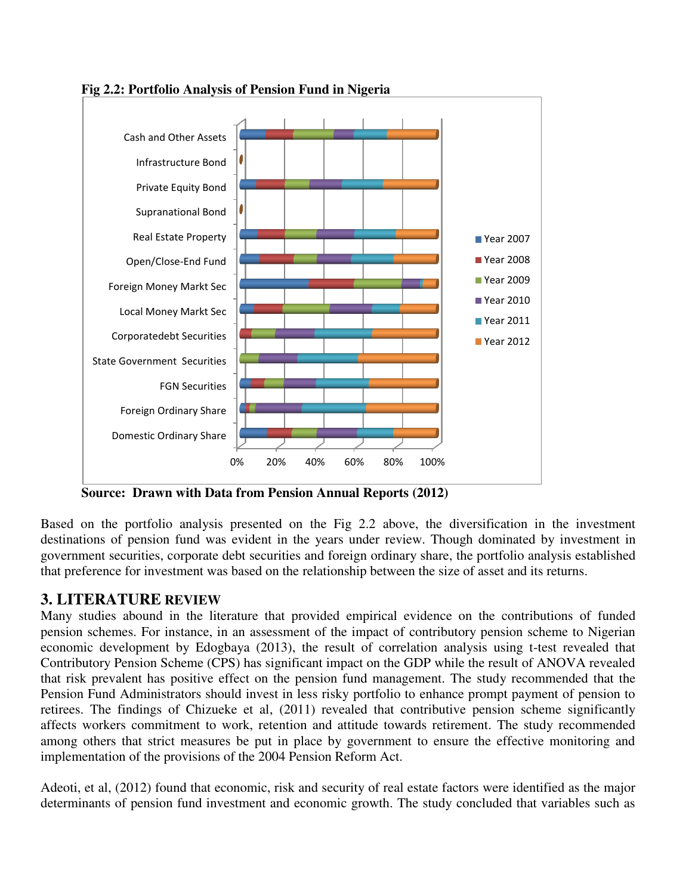**Fig 2.2: Portfolio Analysis of Pension Fund in Nigeria**

Cash and Other Assets
Infrastructure Bond
Private Equity Bond
Supranational Bond
Real Estate Property
Open/Close-End Fund
Foreign Money Markt Sec
Local Money Markt Sec
Corporatedebt Securities
State Government Securities
FGN Securities
Foreign Ordinary Share
Domestic Ordinary Share

0% 20% 40% 60% 80% 100%

Year 2007
Year 2008
Year 2009
Year 2010
Year 2011
Year 2012

**Source: Drawn with Data from Pension Annual Reports (2012)**

Based on the portfolio analysis presented on the Fig 2.2 above, the diversification in the investment destinations of pension fund was evident in the years under review. Though dominated by investment in government securities, corporate debt securities and foreign ordinary share, the portfolio analysis established that preference for investment was based on the relationship between the size of asset and its returns.

## 3. LITERATURE REVIEW

Many studies abound in the literature that provided empirical evidence on the contributions of funded pension schemes. For instance, in an assessment of the impact of contributory pension scheme to Nigerian economic development by Edogbaya (2013), the result of correlation analysis using t-test revealed that Contributory Pension Scheme (CPS) has significant impact on the GDP while the result of ANOVA revealed that risk prevalent has positive effect on the pension fund management. The study recommended that the Pension Fund Administrators should invest in less risky portfolio to enhance prompt payment of pension to retirees. The findings of Chizueke et al, (2011) revealed that contributive pension scheme significantly affects workers commitment to work, retention and attitude towards retirement. The study recommended among others that strict measures be put in place by government to ensure the effective monitoring and implementation of the provisions of the 2004 Pension Reform Act.

Adeoti, et al, (2012) found that economic, risk and security of real estate factors were identified as the major determinants of pension fund investment and economic growth. The study concluded that variables such as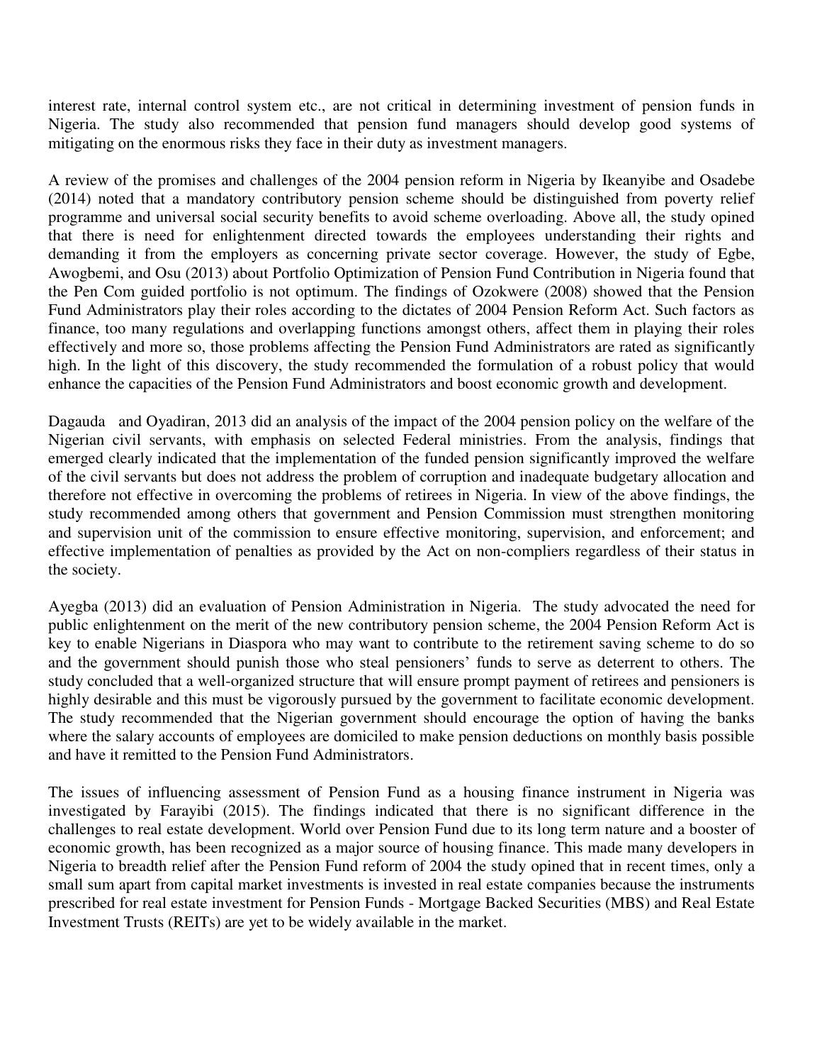interest rate, internal control system etc., are not critical in determining investment of pension funds in Nigeria. The study also recommended that pension fund managers should develop good systems of mitigating on the enormous risks they face in their duty as investment managers.

A review of the promises and challenges of the 2004 pension reform in Nigeria by Ikeanyibe and Osadebe (2014) noted that a mandatory contributory pension scheme should be distinguished from poverty relief programme and universal social security benefits to avoid scheme overloading. Above all, the study opined that there is need for enlightenment directed towards the employees understanding their rights and demanding it from the employers as concerning private sector coverage. However, the study of Egbe, Awogbemi, and Osu (2013) about Portfolio Optimization of Pension Fund Contribution in Nigeria found that the Pen Com guided portfolio is not optimum. The findings of Ozokwere (2008) showed that the Pension Fund Administrators play their roles according to the dictates of 2004 Pension Reform Act. Such factors as finance, too many regulations and overlapping functions amongst others, affect them in playing their roles effectively and more so, those problems affecting the Pension Fund Administrators are rated as significantly high. In the light of this discovery, the study recommended the formulation of a robust policy that would enhance the capacities of the Pension Fund Administrators and boost economic growth and development.

Dagauda and Oyadiran, 2013 did an analysis of the impact of the 2004 pension policy on the welfare of the Nigerian civil servants, with emphasis on selected Federal ministries. From the analysis, findings that emerged clearly indicated that the implementation of the funded pension significantly improved the welfare of the civil servants but does not address the problem of corruption and inadequate budgetary allocation and therefore not effective in overcoming the problems of retirees in Nigeria. In view of the above findings, the study recommended among others that government and Pension Commission must strengthen monitoring and supervision unit of the commission to ensure effective monitoring, supervision, and enforcement; and effective implementation of penalties as provided by the Act on non-compliers regardless of their status in the society.

Ayegba (2013) did an evaluation of Pension Administration in Nigeria. The study advocated the need for public enlightenment on the merit of the new contributory pension scheme, the 2004 Pension Reform Act is key to enable Nigerians in Diaspora who may want to contribute to the retirement saving scheme to do so and the government should punish those who steal pensioners' funds to serve as deterrent to others. The study concluded that a well-organized structure that will ensure prompt payment of retirees and pensioners is highly desirable and this must be vigorously pursued by the government to facilitate economic development. The study recommended that the Nigerian government should encourage the option of having the banks where the salary accounts of employees are domiciled to make pension deductions on monthly basis possible and have it remitted to the Pension Fund Administrators.

The issues of influencing assessment of Pension Fund as a housing finance instrument in Nigeria was investigated by Farayibi (2015). The findings indicated that there is no significant difference in the challenges to real estate development. World over Pension Fund due to its long term nature and a booster of economic growth, has been recognized as a major source of housing finance. This made many developers in Nigeria to breadth relief after the Pension Fund reform of 2004 the study opined that in recent times, only a small sum apart from capital market investments is invested in real estate companies because the instruments prescribed for real estate investment for Pension Funds - Mortgage Backed Securities (MBS) and Real Estate Investment Trusts (REITs) are yet to be widely available in the market.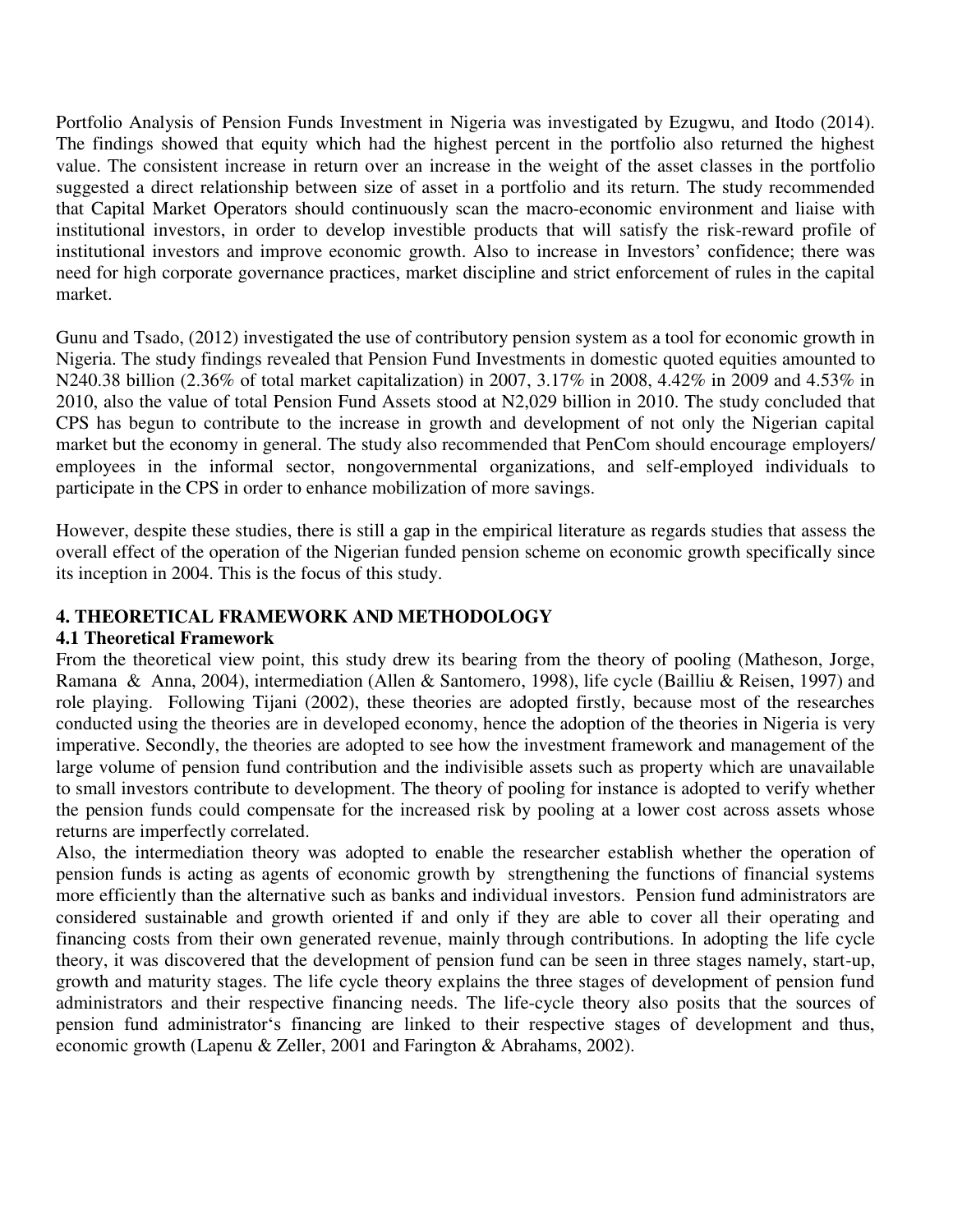Portfolio Analysis of Pension Funds Investment in Nigeria was investigated by Ezugwu, and Itodo (2014). The findings showed that equity which had the highest percent in the portfolio also returned the highest value. The consistent increase in return over an increase in the weight of the asset classes in the portfolio suggested a direct relationship between size of asset in a portfolio and its return. The study recommended that Capital Market Operators should continuously scan the macro-economic environment and liaise with institutional investors, in order to develop investible products that will satisfy the risk-reward profile of institutional investors and improve economic growth. Also to increase in Investors' confidence; there was need for high corporate governance practices, market discipline and strict enforcement of rules in the capital market.

Gunu and Tsado, (2012) investigated the use of contributory pension system as a tool for economic growth in Nigeria. The study findings revealed that Pension Fund Investments in domestic quoted equities amounted to N240.38 billion (2.36% of total market capitalization) in 2007, 3.17% in 2008, 4.42% in 2009 and 4.53% in 2010, also the value of total Pension Fund Assets stood at N2,029 billion in 2010. The study concluded that CPS has begun to contribute to the increase in growth and development of not only the Nigerian capital market but the economy in general. The study also recommended that PenCom should encourage employers/ employees in the informal sector, nongovernmental organizations, and self-employed individuals to participate in the CPS in order to enhance mobilization of more savings.

However, despite these studies, there is still a gap in the empirical literature as regards studies that assess the overall effect of the operation of the Nigerian funded pension scheme on economic growth specifically since its inception in 2004. This is the focus of this study.

## 4. THEORETICAL FRAMEWORK AND METHODOLOGY

### 4.1 Theoretical Framework

From the theoretical view point, this study drew its bearing from the theory of pooling (Matheson, Jorge, Ramana & Anna, 2004), intermediation (Allen & Santomero, 1998), life cycle (Bailliu & Reisen, 1997) and role playing. Following Tijani (2002), these theories are adopted firstly, because most of the researches conducted using the theories are in developed economy, hence the adoption of the theories in Nigeria is very imperative. Secondly, the theories are adopted to see how the investment framework and management of the large volume of pension fund contribution and the indivisible assets such as property which are unavailable to small investors contribute to development. The theory of pooling for instance is adopted to verify whether the pension funds could compensate for the increased risk by pooling at a lower cost across assets whose returns are imperfectly correlated.

Also, the intermediation theory was adopted to enable the researcher establish whether the operation of pension funds is acting as agents of economic growth by strengthening the functions of financial systems more efficiently than the alternative such as banks and individual investors. Pension fund administrators are considered sustainable and growth oriented if and only if they are able to cover all their operating and financing costs from their own generated revenue, mainly through contributions. In adopting the life cycle theory, it was discovered that the development of pension fund can be seen in three stages namely, start-up, growth and maturity stages. The life cycle theory explains the three stages of development of pension fund administrators and their respective financing needs. The life-cycle theory also posits that the sources of pension fund administrator's financing are linked to their respective stages of development and thus, economic growth (Lapenu & Zeller, 2001 and Farington & Abrahams, 2002).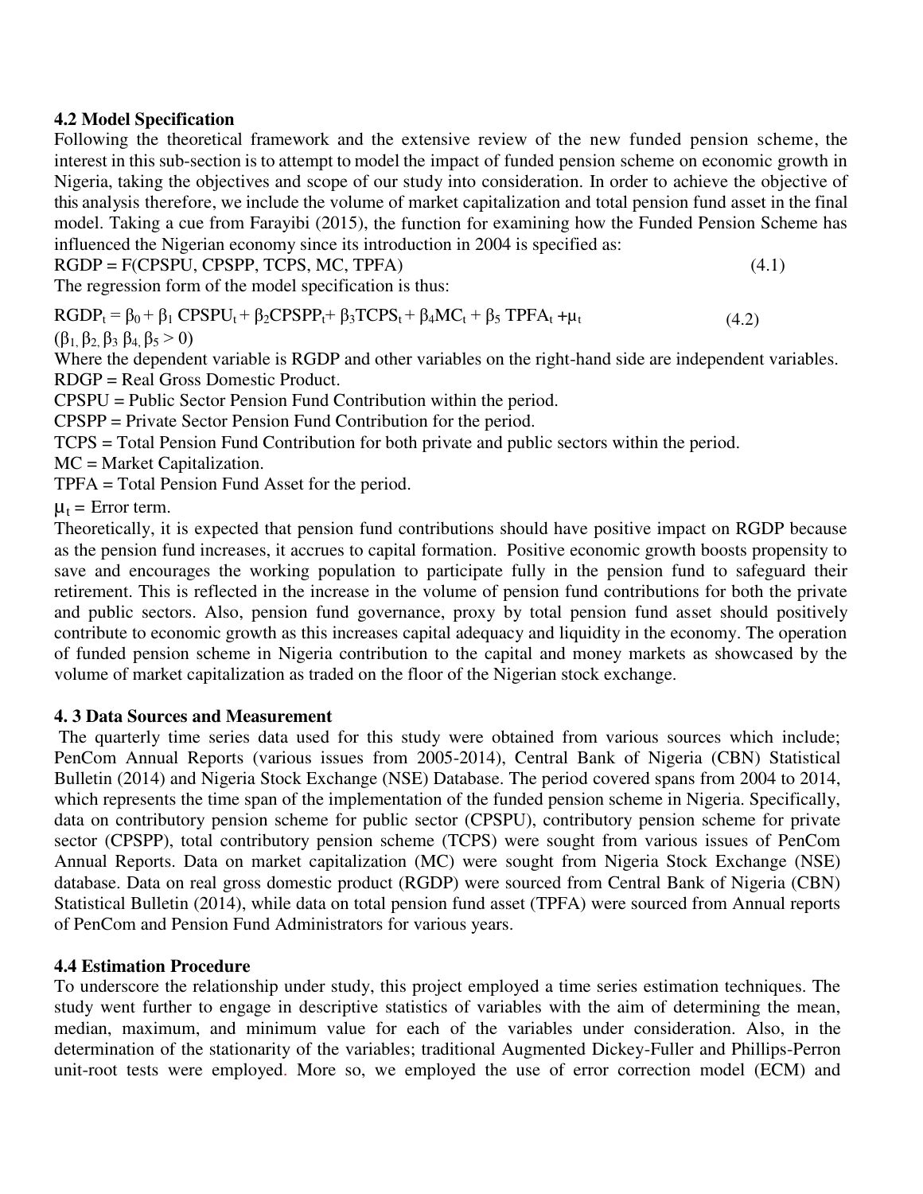### 4.2 Model Specification

Following the theoretical framework and the extensive review of the new funded pension scheme, the interest in this sub-section is to attempt to model the impact of funded pension scheme on economic growth in Nigeria, taking the objectives and scope of our study into consideration. In order to achieve the objective of this analysis therefore, we include the volume of market capitalization and total pension fund asset in the final model. Taking a cue from Farayibi (2015), the function for examining how the Funded Pension Scheme has influenced the Nigerian economy since its introduction in 2004 is specified as:

$$RGDP = F(CPSPU, CPSPP, TCPS, MC, TPFA) \quad (4.1)$$

The regression form of the model specification is thus:

$$RGDP_t = \beta_0 + \beta_1 CPSPU_t + \beta_2 CPSPP_t + \beta_3 TCPS_t + \beta_4 MC_t + \beta_5 TPFA_t + \mu_t \quad (4.2)$$

$(\beta_1, \beta_2, \beta_3\ \beta_4, \beta_5 > 0)$

Where the dependent variable is RGDP and other variables on the right-hand side are independent variables.

RDGP = Real Gross Domestic Product.

CPSPU = Public Sector Pension Fund Contribution within the period.

CPSPP = Private Sector Pension Fund Contribution for the period.

TCPS = Total Pension Fund Contribution for both private and public sectors within the period.

MC = Market Capitalization.

TPFA = Total Pension Fund Asset for the period.

$\mu_t$ = Error term.

Theoretically, it is expected that pension fund contributions should have positive impact on RGDP because as the pension fund increases, it accrues to capital formation. Positive economic growth boosts propensity to save and encourages the working population to participate fully in the pension fund to safeguard their retirement. This is reflected in the increase in the volume of pension fund contributions for both the private and public sectors. Also, pension fund governance, proxy by total pension fund asset should positively contribute to economic growth as this increases capital adequacy and liquidity in the economy. The operation of funded pension scheme in Nigeria contribution to the capital and money markets as showcased by the volume of market capitalization as traded on the floor of the Nigerian stock exchange.

### 4. 3 Data Sources and Measurement

The quarterly time series data used for this study were obtained from various sources which include; PenCom Annual Reports (various issues from 2005-2014), Central Bank of Nigeria (CBN) Statistical Bulletin (2014) and Nigeria Stock Exchange (NSE) Database. The period covered spans from 2004 to 2014, which represents the time span of the implementation of the funded pension scheme in Nigeria. Specifically, data on contributory pension scheme for public sector (CPSPU), contributory pension scheme for private sector (CPSPP), total contributory pension scheme (TCPS) were sought from various issues of PenCom Annual Reports. Data on market capitalization (MC) were sought from Nigeria Stock Exchange (NSE) database. Data on real gross domestic product (RGDP) were sourced from Central Bank of Nigeria (CBN) Statistical Bulletin (2014), while data on total pension fund asset (TPFA) were sourced from Annual reports of PenCom and Pension Fund Administrators for various years.

### 4.4 Estimation Procedure

To underscore the relationship under study, this project employed a time series estimation techniques. The study went further to engage in descriptive statistics of variables with the aim of determining the mean, median, maximum, and minimum value for each of the variables under consideration. Also, in the determination of the stationarity of the variables; traditional Augmented Dickey-Fuller and Phillips-Perron unit-root tests were employed. More so, we employed the use of error correction model (ECM) and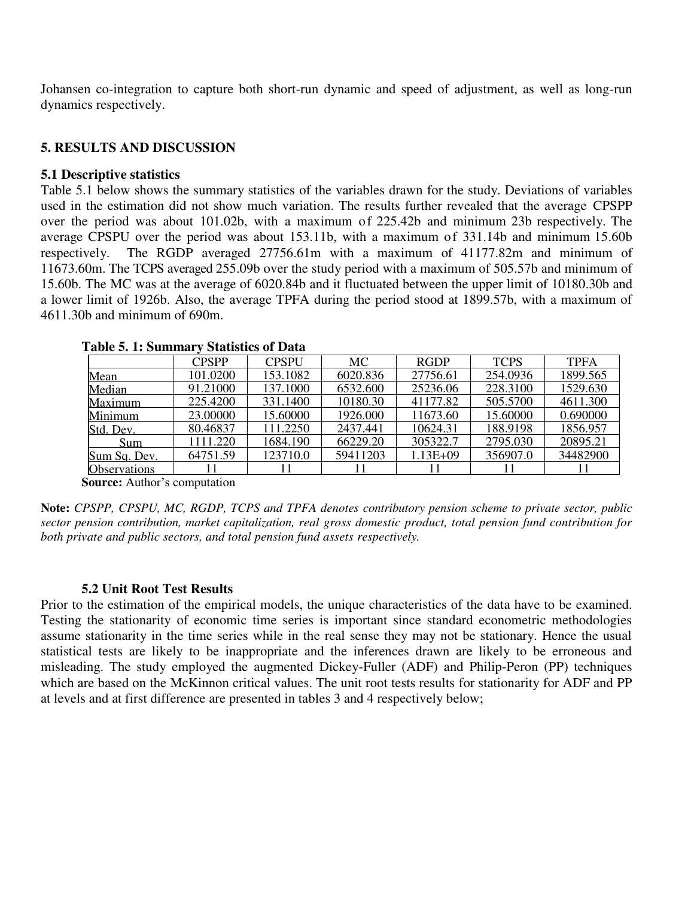Johansen co-integration to capture both short-run dynamic and speed of adjustment, as well as long-run dynamics respectively.

## 5. RESULTS AND DISCUSSION

### 5.1 Descriptive statistics

Table 5.1 below shows the summary statistics of the variables drawn for the study. Deviations of variables used in the estimation did not show much variation. The results further revealed that the average CPSPP over the period was about 101.02b, with a maximum of 225.42b and minimum 23b respectively. The average CPSPU over the period was about 153.11b, with a maximum of 331.14b and minimum 15.60b respectively. The RGDP averaged 27756.61m with a maximum of 41177.82m and minimum of 11673.60m. The TCPS averaged 255.09b over the study period with a maximum of 505.57b and minimum of 15.60b. The MC was at the average of 6020.84b and it fluctuated between the upper limit of 10180.30b and a lower limit of 1926b. Also, the average TPFA during the period stood at 1899.57b, with a maximum of 4611.30b and minimum of 690m.

**Table 5. 1: Summary Statistics of Data**

| | CPSPP | CPSPU | MC | RGDP | TCPS | TPFA |
|---|---|---|---|---|---|---|
| Mean | 101.0200 | 153.1082 | 6020.836 | 27756.61 | 254.0936 | 1899.565 |
| Median | 91.21000 | 137.1000 | 6532.600 | 25236.06 | 228.3100 | 1529.630 |
| Maximum | 225.4200 | 331.1400 | 10180.30 | 41177.82 | 505.5700 | 4611.300 |
| Minimum | 23.00000 | 15.60000 | 1926.000 | 11673.60 | 15.60000 | 0.690000 |
| Std. Dev. | 80.46837 | 111.2250 | 2437.441 | 10624.31 | 188.9198 | 1856.957 |
| Sum | 1111.220 | 1684.190 | 66229.20 | 305322.7 | 2795.030 | 20895.21 |
| Sum Sq. Dev. | 64751.59 | 123710.0 | 59411203 | 1.13E+09 | 356907.0 | 34482900 |
| Observations | 11 | 11 | 11 | 11 | 11 | 11 |

**Source:** Author's computation

**Note:** *CPSPP, CPSPU, MC, RGDP, TCPS and TPFA denotes contributory pension scheme to private sector, public sector pension contribution, market capitalization, real gross domestic product, total pension fund contribution for both private and public sectors, and total pension fund assets respectively.*

### 5.2 Unit Root Test Results

Prior to the estimation of the empirical models, the unique characteristics of the data have to be examined. Testing the stationarity of economic time series is important since standard econometric methodologies assume stationarity in the time series while in the real sense they may not be stationary. Hence the usual statistical tests are likely to be inappropriate and the inferences drawn are likely to be erroneous and misleading. The study employed the augmented Dickey-Fuller (ADF) and Philip-Peron (PP) techniques which are based on the McKinnon critical values. The unit root tests results for stationarity for ADF and PP at levels and at first difference are presented in tables 3 and 4 respectively below;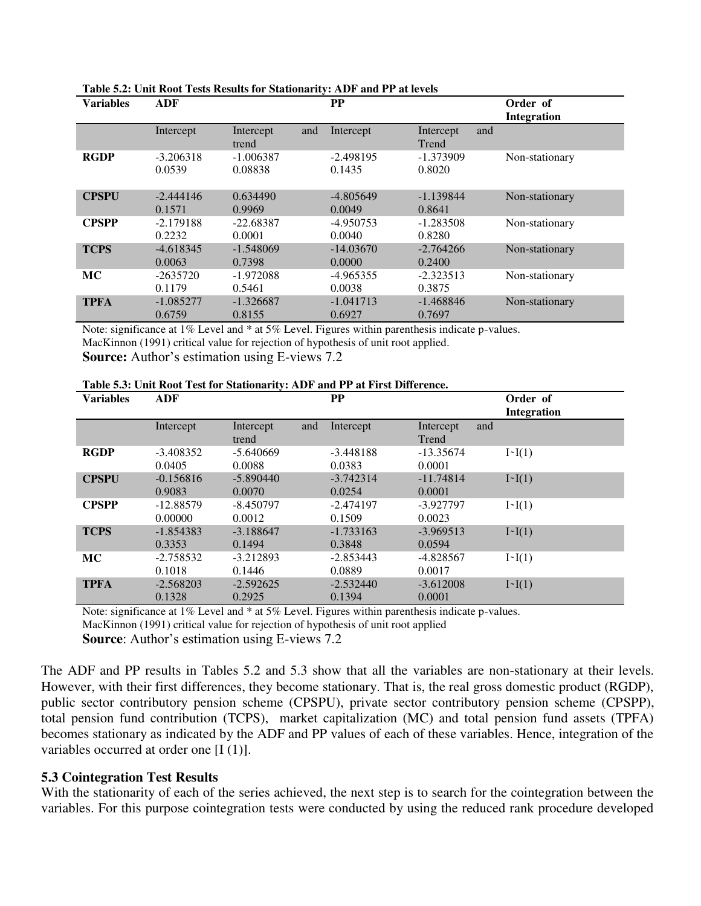**Table 5.2: Unit Root Tests Results for Stationarity: ADF and PP at levels**

| Variables | ADF | | PP | | Order of Integration |
|---|---|---|---|---|---|
| | Intercept | Intercept and trend | Intercept | Intercept and Trend | |
| **RGDP** | -3.206318<br>0.0539 | -1.006387<br>0.08838 | -2.498195<br>0.1435 | -1.373909<br>0.8020 | Non-stationary |
| **CPSPU** | -2.444146<br>0.1571 | 0.634490<br>0.9969 | -4.805649<br>0.0049 | -1.139844<br>0.8641 | Non-stationary |
| **CPSPP** | -2.179188<br>0.2232 | -22.68387<br>0.0001 | -4.950753<br>0.0040 | -1.283508<br>0.8280 | Non-stationary |
| **TCPS** | -4.618345<br>0.0063 | -1.548069<br>0.7398 | -14.03670<br>0.0000 | -2.764266<br>0.2400 | Non-stationary |
| **MC** | -2635720<br>0.1179 | -1.972088<br>0.5461 | -4.965355<br>0.0038 | -2.323513<br>0.3875 | Non-stationary |
| **TPFA** | -1.085277<br>0.6759 | -1.326687<br>0.8155 | -1.041713<br>0.6927 | -1.468846<br>0.7697 | Non-stationary |

Note: significance at 1% Level and * at 5% Level. Figures within parenthesis indicate p-values.
MacKinnon (1991) critical value for rejection of hypothesis of unit root applied.
**Source:** Author's estimation using E-views 7.2

**Table 5.3: Unit Root Test for Stationarity: ADF and PP at First Difference.**

| Variables | ADF | | PP | | Order of Integration |
|---|---|---|---|---|---|
| | Intercept | Intercept and trend | Intercept | Intercept and Trend | |
| **RGDP** | -3.408352<br>0.0405 | -5.640669<br>0.0088 | -3.448188<br>0.0383 | -13.35674<br>0.0001 | I~I(1) |
| **CPSPU** | -0.156816<br>0.9083 | -5.890440<br>0.0070 | -3.742314<br>0.0254 | -11.74814<br>0.0001 | I~I(1) |
| **CPSPP** | -12.88579<br>0.00000 | -8.450797<br>0.0012 | -2.474197<br>0.1509 | -3.927797<br>0.0023 | I~I(1) |
| **TCPS** | -1.854383<br>0.3353 | -3.188647<br>0.1494 | -1.733163<br>0.3848 | -3.969513<br>0.0594 | I~I(1) |
| **MC** | -2.758532<br>0.1018 | -3.212893<br>0.1446 | -2.853443<br>0.0889 | -4.828567<br>0.0017 | I~I(1) |
| **TPFA** | -2.568203<br>0.1328 | -2.592625<br>0.2925 | -2.532440<br>0.1394 | -3.612008<br>0.0001 | I~I(1) |

Note: significance at 1% Level and * at 5% Level. Figures within parenthesis indicate p-values.
MacKinnon (1991) critical value for rejection of hypothesis of unit root applied
**Source**: Author's estimation using E-views 7.2

The ADF and PP results in Tables 5.2 and 5.3 show that all the variables are non-stationary at their levels. However, with their first differences, they become stationary. That is, the real gross domestic product (RGDP), public sector contributory pension scheme (CPSPU), private sector contributory pension scheme (CPSPP), total pension fund contribution (TCPS), market capitalization (MC) and total pension fund assets (TPFA) becomes stationary as indicated by the ADF and PP values of each of these variables. Hence, integration of the variables occurred at order one [I (1)].

### 5.3 Cointegration Test Results

With the stationarity of each of the series achieved, the next step is to search for the cointegration between the variables. For this purpose cointegration tests were conducted by using the reduced rank procedure developed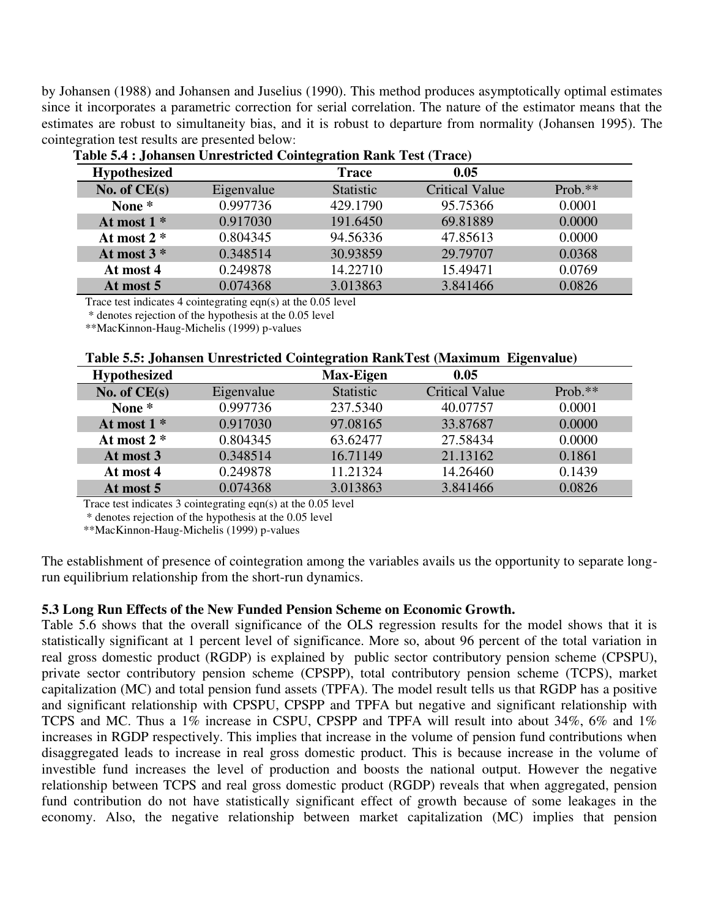by Johansen (1988) and Johansen and Juselius (1990). This method produces asymptotically optimal estimates since it incorporates a parametric correction for serial correlation. The nature of the estimator means that the estimates are robust to simultaneity bias, and it is robust to departure from normality (Johansen 1995). The cointegration test results are presented below:

**Table 5.4 : Johansen Unrestricted Cointegration Rank Test (Trace)**

| Hypothesized | | Trace | 0.05 | |
|---|---|---|---|---|
| No. of CE(s) | Eigenvalue | Statistic | Critical Value | Prob.** |
| None * | 0.997736 | 429.1790 | 95.75366 | 0.0001 |
| At most 1 * | 0.917030 | 191.6450 | 69.81889 | 0.0000 |
| At most 2 * | 0.804345 | 94.56336 | 47.85613 | 0.0000 |
| At most 3 * | 0.348514 | 30.93859 | 29.79707 | 0.0368 |
| At most 4 | 0.249878 | 14.22710 | 15.49471 | 0.0769 |
| At most 5 | 0.074368 | 3.013863 | 3.841466 | 0.0826 |

Trace test indicates 4 cointegrating eqn(s) at the 0.05 level
* denotes rejection of the hypothesis at the 0.05 level
**MacKinnon-Haug-Michelis (1999) p-values

**Table 5.5: Johansen Unrestricted Cointegration RankTest (Maximum Eigenvalue)**

| Hypothesized | | Max-Eigen | 0.05 | |
|---|---|---|---|---|
| No. of CE(s) | Eigenvalue | Statistic | Critical Value | Prob.** |
| None * | 0.997736 | 237.5340 | 40.07757 | 0.0001 |
| At most 1 * | 0.917030 | 97.08165 | 33.87687 | 0.0000 |
| At most 2 * | 0.804345 | 63.62477 | 27.58434 | 0.0000 |
| At most 3 | 0.348514 | 16.71149 | 21.13162 | 0.1861 |
| At most 4 | 0.249878 | 11.21324 | 14.26460 | 0.1439 |
| At most 5 | 0.074368 | 3.013863 | 3.841466 | 0.0826 |

Trace test indicates 3 cointegrating eqn(s) at the 0.05 level
* denotes rejection of the hypothesis at the 0.05 level
**MacKinnon-Haug-Michelis (1999) p-values

The establishment of presence of cointegration among the variables avails us the opportunity to separate long-run equilibrium relationship from the short-run dynamics.

### 5.3 Long Run Effects of the New Funded Pension Scheme on Economic Growth.

Table 5.6 shows that the overall significance of the OLS regression results for the model shows that it is statistically significant at 1 percent level of significance. More so, about 96 percent of the total variation in real gross domestic product (RGDP) is explained by public sector contributory pension scheme (CPSPU), private sector contributory pension scheme (CPSPP), total contributory pension scheme (TCPS), market capitalization (MC) and total pension fund assets (TPFA). The model result tells us that RGDP has a positive and significant relationship with CPSPU, CPSPP and TPFA but negative and significant relationship with TCPS and MC. Thus a 1% increase in CSPU, CPSPP and TPFA will result into about 34%, 6% and 1% increases in RGDP respectively. This implies that increase in the volume of pension fund contributions when disaggregated leads to increase in real gross domestic product. This is because increase in the volume of investible fund increases the level of production and boosts the national output. However the negative relationship between TCPS and real gross domestic product (RGDP) reveals that when aggregated, pension fund contribution do not have statistically significant effect of growth because of some leakages in the economy. Also, the negative relationship between market capitalization (MC) implies that pension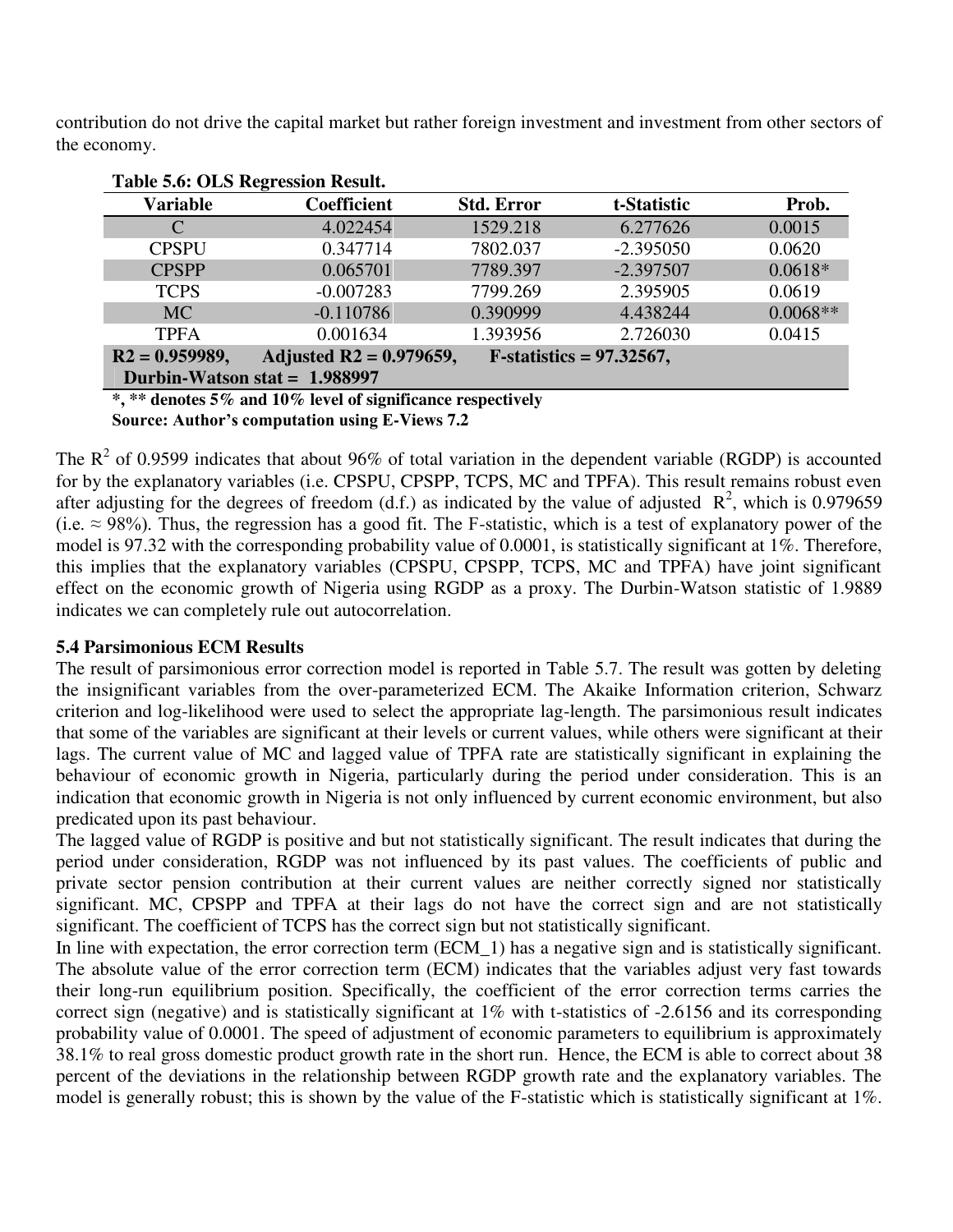contribution do not drive the capital market but rather foreign investment and investment from other sectors of the economy.

**Table 5.6: OLS Regression Result.**

| Variable | Coefficient | Std. Error | t-Statistic | Prob. |
|---|---|---|---|---|
| C | 4.022454 | 1529.218 | 6.277626 | 0.0015 |
| CPSPU | 0.347714 | 7802.037 | -2.395050 | 0.0620 |
| CPSPP | 0.065701 | 7789.397 | -2.397507 | 0.0618* |
| TCPS | -0.007283 | 7799.269 | 2.395905 | 0.0619 |
| MC | -0.110786 | 0.390999 | 4.438244 | 0.0068** |
| TPFA | 0.001634 | 1.393956 | 2.726030 | 0.0415 |
| **R2 = 0.959989, Adjusted R2 = 0.979659, F-statistics = 97.32567, Durbin-Watson stat = 1.988997** | | | | |

**\*, \*\* denotes 5% and 10% level of significance respectively**
**Source: Author's computation using E-Views 7.2**

The $R^2$ of 0.9599 indicates that about 96% of total variation in the dependent variable (RGDP) is accounted for by the explanatory variables (i.e. CPSPU, CPSPP, TCPS, MC and TPFA). This result remains robust even after adjusting for the degrees of freedom (d.f.) as indicated by the value of adjusted $R^2$, which is 0.979659 (i.e. ≈ 98%). Thus, the regression has a good fit. The F-statistic, which is a test of explanatory power of the model is 97.32 with the corresponding probability value of 0.0001, is statistically significant at 1%. Therefore, this implies that the explanatory variables (CPSPU, CPSPP, TCPS, MC and TPFA) have joint significant effect on the economic growth of Nigeria using RGDP as a proxy. The Durbin-Watson statistic of 1.9889 indicates we can completely rule out autocorrelation.

### 5.4 Parsimonious ECM Results

The result of parsimonious error correction model is reported in Table 5.7. The result was gotten by deleting the insignificant variables from the over-parameterized ECM. The Akaike Information criterion, Schwarz criterion and log-likelihood were used to select the appropriate lag-length. The parsimonious result indicates that some of the variables are significant at their levels or current values, while others were significant at their lags. The current value of MC and lagged value of TPFA rate are statistically significant in explaining the behaviour of economic growth in Nigeria, particularly during the period under consideration. This is an indication that economic growth in Nigeria is not only influenced by current economic environment, but also predicated upon its past behaviour.

The lagged value of RGDP is positive and but not statistically significant. The result indicates that during the period under consideration, RGDP was not influenced by its past values. The coefficients of public and private sector pension contribution at their current values are neither correctly signed nor statistically significant. MC, CPSPP and TPFA at their lags do not have the correct sign and are not statistically significant. The coefficient of TCPS has the correct sign but not statistically significant.

In line with expectation, the error correction term (ECM_1) has a negative sign and is statistically significant. The absolute value of the error correction term (ECM) indicates that the variables adjust very fast towards their long-run equilibrium position. Specifically, the coefficient of the error correction terms carries the correct sign (negative) and is statistically significant at 1% with t-statistics of -2.6156 and its corresponding probability value of 0.0001. The speed of adjustment of economic parameters to equilibrium is approximately 38.1% to real gross domestic product growth rate in the short run. Hence, the ECM is able to correct about 38 percent of the deviations in the relationship between RGDP growth rate and the explanatory variables. The model is generally robust; this is shown by the value of the F-statistic which is statistically significant at 1%.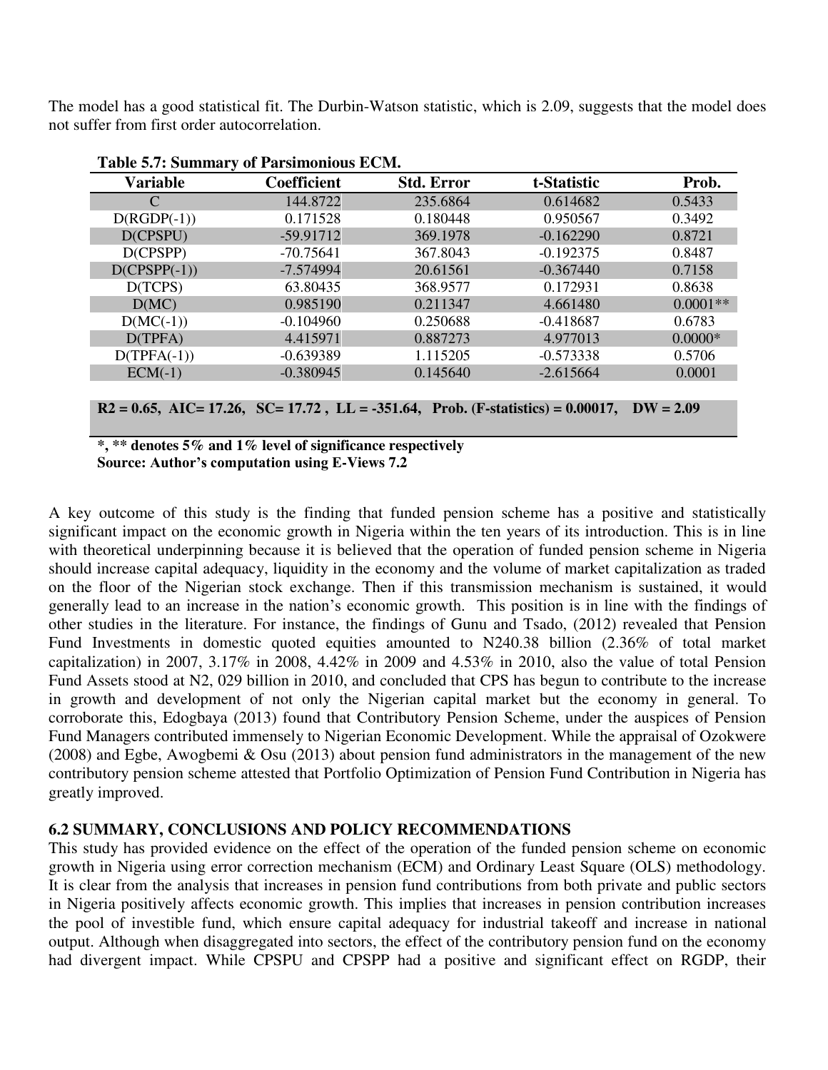The model has a good statistical fit. The Durbin-Watson statistic, which is 2.09, suggests that the model does not suffer from first order autocorrelation.

**Table 5.7: Summary of Parsimonious ECM.**

| Variable | Coefficient | Std. Error | t-Statistic | Prob. |
|---|---|---|---|---|
| C | 144.8722 | 235.6864 | 0.614682 | 0.5433 |
| D(RGDP(-1)) | 0.171528 | 0.180448 | 0.950567 | 0.3492 |
| D(CPSPU) | -59.91712 | 369.1978 | -0.162290 | 0.8721 |
| D(CPSPP) | -70.75641 | 367.8043 | -0.192375 | 0.8487 |
| D(CPSPP(-1)) | -7.574994 | 20.61561 | -0.367440 | 0.7158 |
| D(TCPS) | 63.80435 | 368.9577 | 0.172931 | 0.8638 |
| D(MC) | 0.985190 | 0.211347 | 4.661480 | 0.0001** |
| D(MC(-1)) | -0.104960 | 0.250688 | -0.418687 | 0.6783 |
| D(TPFA) | 4.415971 | 0.887273 | 4.977013 | 0.0000* |
| D(TPFA(-1)) | -0.639389 | 1.115205 | -0.573338 | 0.5706 |
| ECM(-1) | -0.380945 | 0.145640 | -2.615664 | 0.0001 |

**R2 = 0.65, AIC= 17.26, SC= 17.72 , LL = -351.64, Prob. (F-statistics) = 0.00017, DW = 2.09**

***, ** denotes 5% and 1% level of significance respectively**
**Source: Author's computation using E-Views 7.2**

A key outcome of this study is the finding that funded pension scheme has a positive and statistically significant impact on the economic growth in Nigeria within the ten years of its introduction. This is in line with theoretical underpinning because it is believed that the operation of funded pension scheme in Nigeria should increase capital adequacy, liquidity in the economy and the volume of market capitalization as traded on the floor of the Nigerian stock exchange. Then if this transmission mechanism is sustained, it would generally lead to an increase in the nation's economic growth. This position is in line with the findings of other studies in the literature. For instance, the findings of Gunu and Tsado, (2012) revealed that Pension Fund Investments in domestic quoted equities amounted to N240.38 billion (2.36% of total market capitalization) in 2007, 3.17% in 2008, 4.42% in 2009 and 4.53% in 2010, also the value of total Pension Fund Assets stood at N2, 029 billion in 2010, and concluded that CPS has begun to contribute to the increase in growth and development of not only the Nigerian capital market but the economy in general. To corroborate this, Edogbaya (2013) found that Contributory Pension Scheme, under the auspices of Pension Fund Managers contributed immensely to Nigerian Economic Development. While the appraisal of Ozokwere (2008) and Egbe, Awogbemi & Osu (2013) about pension fund administrators in the management of the new contributory pension scheme attested that Portfolio Optimization of Pension Fund Contribution in Nigeria has greatly improved.

## 6.2 SUMMARY, CONCLUSIONS AND POLICY RECOMMENDATIONS

This study has provided evidence on the effect of the operation of the funded pension scheme on economic growth in Nigeria using error correction mechanism (ECM) and Ordinary Least Square (OLS) methodology. It is clear from the analysis that increases in pension fund contributions from both private and public sectors in Nigeria positively affects economic growth. This implies that increases in pension contribution increases the pool of investible fund, which ensure capital adequacy for industrial takeoff and increase in national output. Although when disaggregated into sectors, the effect of the contributory pension fund on the economy had divergent impact. While CPSPU and CPSPP had a positive and significant effect on RGDP, their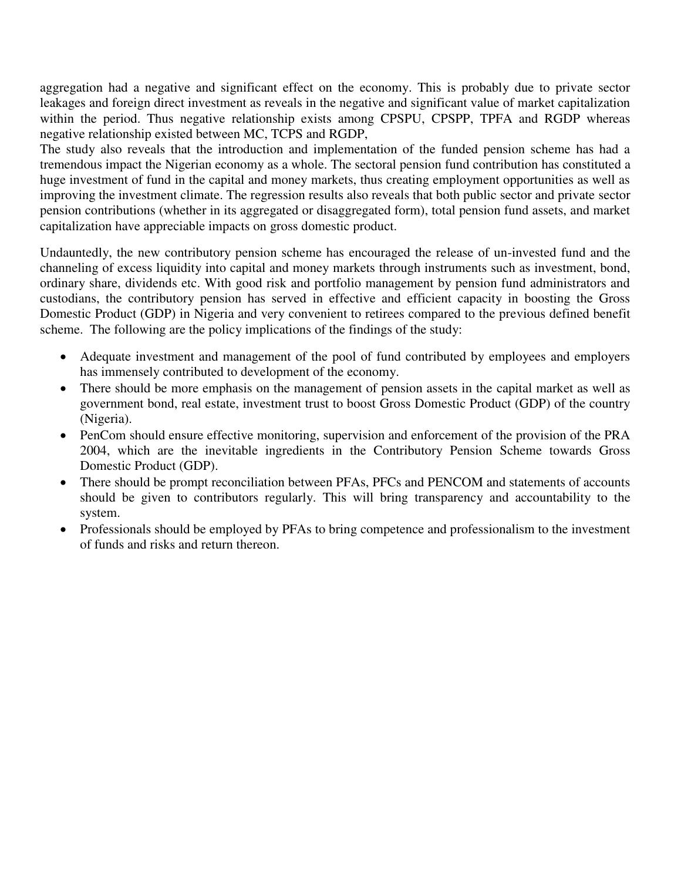aggregation had a negative and significant effect on the economy. This is probably due to private sector leakages and foreign direct investment as reveals in the negative and significant value of market capitalization within the period. Thus negative relationship exists among CPSPU, CPSPP, TPFA and RGDP whereas negative relationship existed between MC, TCPS and RGDP,

The study also reveals that the introduction and implementation of the funded pension scheme has had a tremendous impact the Nigerian economy as a whole. The sectoral pension fund contribution has constituted a huge investment of fund in the capital and money markets, thus creating employment opportunities as well as improving the investment climate. The regression results also reveals that both public sector and private sector pension contributions (whether in its aggregated or disaggregated form), total pension fund assets, and market capitalization have appreciable impacts on gross domestic product.

Undauntedly, the new contributory pension scheme has encouraged the release of un-invested fund and the channeling of excess liquidity into capital and money markets through instruments such as investment, bond, ordinary share, dividends etc. With good risk and portfolio management by pension fund administrators and custodians, the contributory pension has served in effective and efficient capacity in boosting the Gross Domestic Product (GDP) in Nigeria and very convenient to retirees compared to the previous defined benefit scheme. The following are the policy implications of the findings of the study:

- Adequate investment and management of the pool of fund contributed by employees and employers has immensely contributed to development of the economy.
- There should be more emphasis on the management of pension assets in the capital market as well as government bond, real estate, investment trust to boost Gross Domestic Product (GDP) of the country (Nigeria).
- PenCom should ensure effective monitoring, supervision and enforcement of the provision of the PRA 2004, which are the inevitable ingredients in the Contributory Pension Scheme towards Gross Domestic Product (GDP).
- There should be prompt reconciliation between PFAs, PFCs and PENCOM and statements of accounts should be given to contributors regularly. This will bring transparency and accountability to the system.
- Professionals should be employed by PFAs to bring competence and professionalism to the investment of funds and risks and return thereon.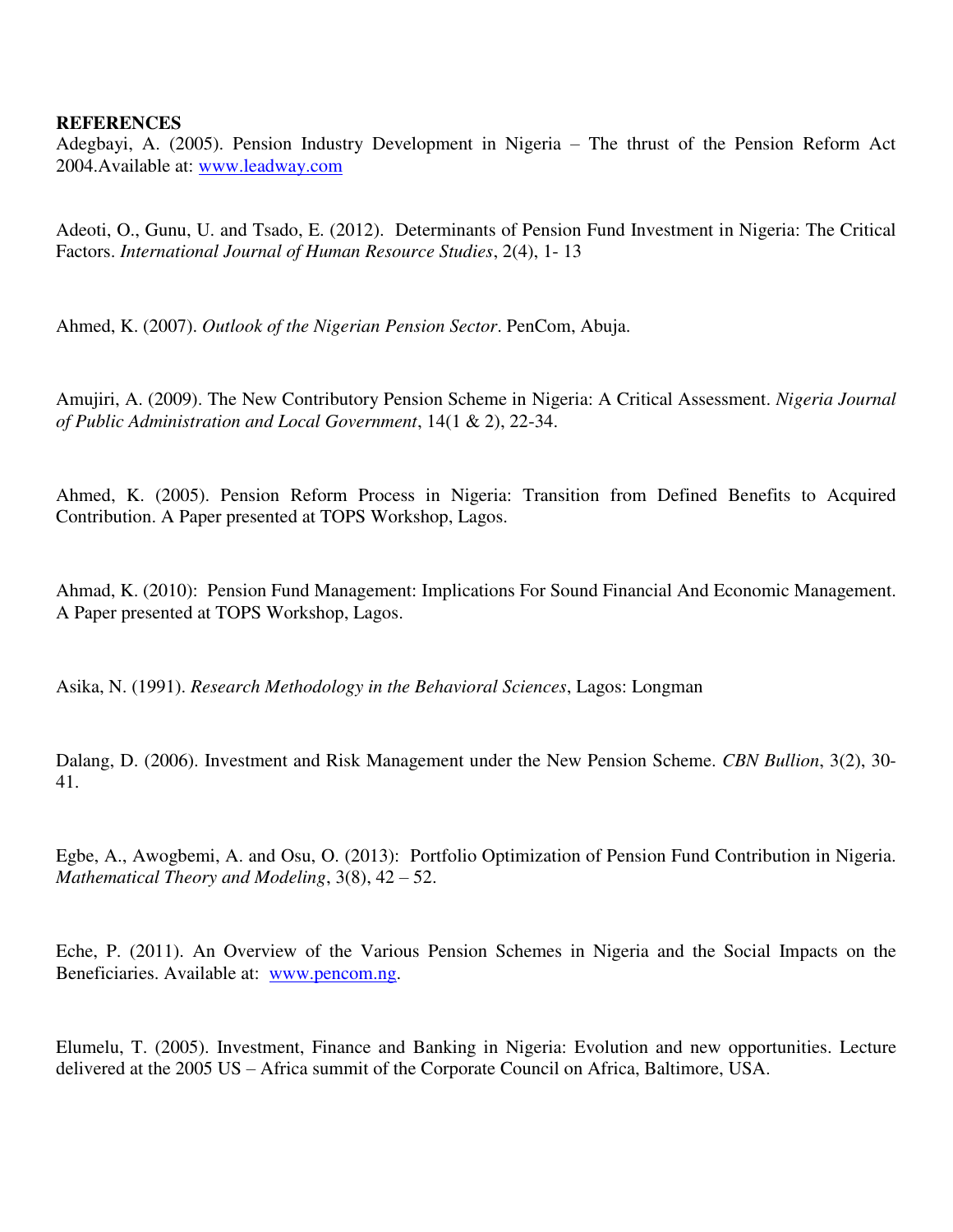**REFERENCES**

Adegbayi, A. (2005). Pension Industry Development in Nigeria – The thrust of the Pension Reform Act 2004.Available at: www.leadway.com

Adeoti, O., Gunu, U. and Tsado, E. (2012). Determinants of Pension Fund Investment in Nigeria: The Critical Factors. *International Journal of Human Resource Studies*, 2(4), 1- 13

Ahmed, K. (2007). *Outlook of the Nigerian Pension Sector*. PenCom, Abuja.

Amujiri, A. (2009). The New Contributory Pension Scheme in Nigeria: A Critical Assessment. *Nigeria Journal of Public Administration and Local Government*, 14(1 & 2), 22-34.

Ahmed, K. (2005). Pension Reform Process in Nigeria: Transition from Defined Benefits to Acquired Contribution. A Paper presented at TOPS Workshop, Lagos.

Ahmad, K. (2010): Pension Fund Management: Implications For Sound Financial And Economic Management. A Paper presented at TOPS Workshop, Lagos.

Asika, N. (1991). *Research Methodology in the Behavioral Sciences*, Lagos: Longman

Dalang, D. (2006). Investment and Risk Management under the New Pension Scheme. *CBN Bullion*, 3(2), 30-41.

Egbe, A., Awogbemi, A. and Osu, O. (2013): Portfolio Optimization of Pension Fund Contribution in Nigeria. *Mathematical Theory and Modeling*, 3(8), 42 – 52.

Eche, P. (2011). An Overview of the Various Pension Schemes in Nigeria and the Social Impacts on the Beneficiaries. Available at: www.pencom.ng.

Elumelu, T. (2005). Investment, Finance and Banking in Nigeria: Evolution and new opportunities. Lecture delivered at the 2005 US – Africa summit of the Corporate Council on Africa, Baltimore, USA.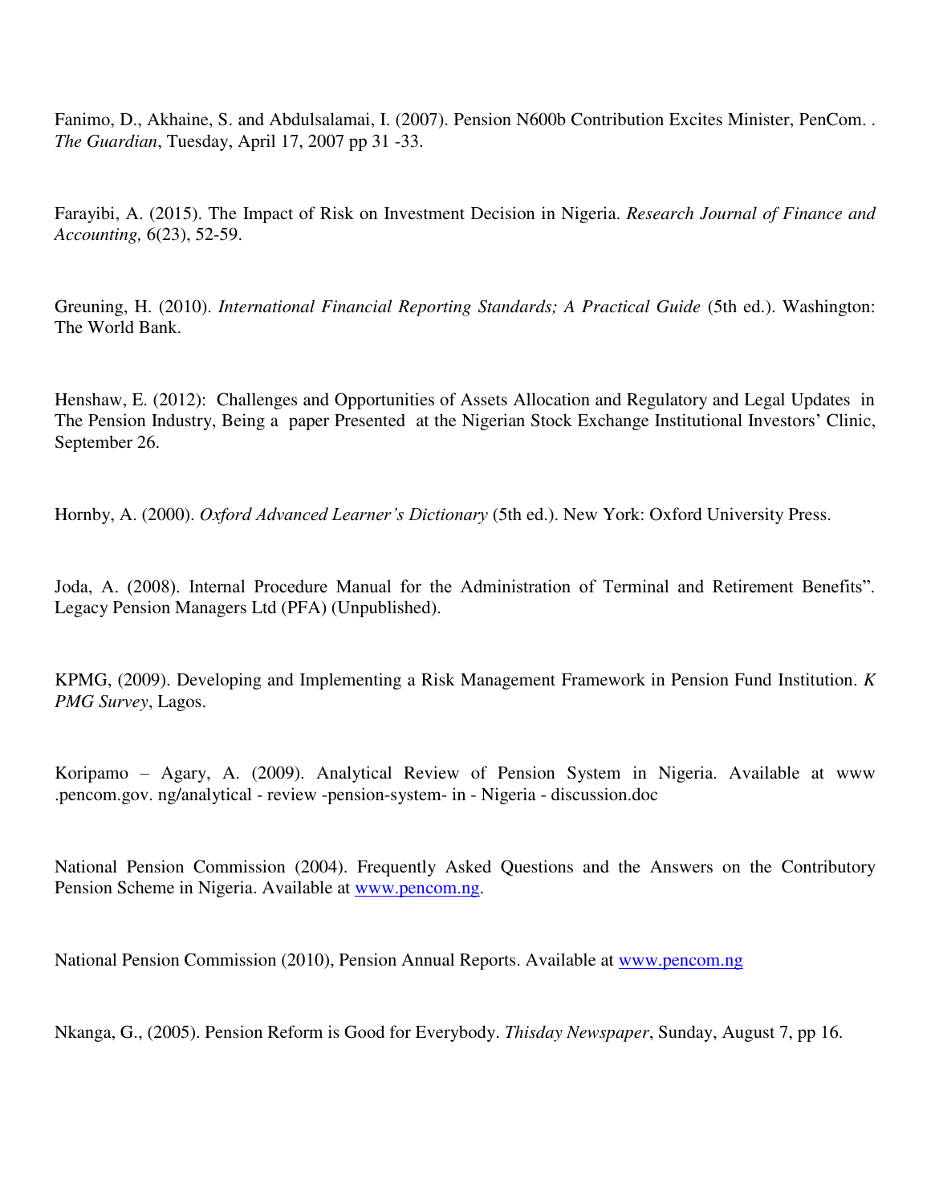Fanimo, D., Akhaine, S. and Abdulsalamai, I. (2007). Pension N600b Contribution Excites Minister, PenCom. . *The Guardian*, Tuesday, April 17, 2007 pp 31 -33.

Farayibi, A. (2015). The Impact of Risk on Investment Decision in Nigeria. *Research Journal of Finance and Accounting,* 6(23), 52-59.

Greuning, H. (2010). *International Financial Reporting Standards; A Practical Guide* (5th ed.). Washington: The World Bank.

Henshaw, E. (2012): Challenges and Opportunities of Assets Allocation and Regulatory and Legal Updates in The Pension Industry, Being a paper Presented at the Nigerian Stock Exchange Institutional Investors' Clinic, September 26.

Hornby, A. (2000). *Oxford Advanced Learner's Dictionary* (5th ed.). New York: Oxford University Press.

Joda, A. (2008). Internal Procedure Manual for the Administration of Terminal and Retirement Benefits". Legacy Pension Managers Ltd (PFA) (Unpublished).

KPMG, (2009). Developing and Implementing a Risk Management Framework in Pension Fund Institution. *K PMG Survey*, Lagos.

Koripamo – Agary, A. (2009). Analytical Review of Pension System in Nigeria. Available at www .pencom.gov. ng/analytical - review -pension-system- in - Nigeria - discussion.doc

National Pension Commission (2004). Frequently Asked Questions and the Answers on the Contributory Pension Scheme in Nigeria. Available at www.pencom.ng.

National Pension Commission (2010), Pension Annual Reports. Available at www.pencom.ng

Nkanga, G., (2005). Pension Reform is Good for Everybody. *Thisday Newspaper*, Sunday, August 7, pp 16.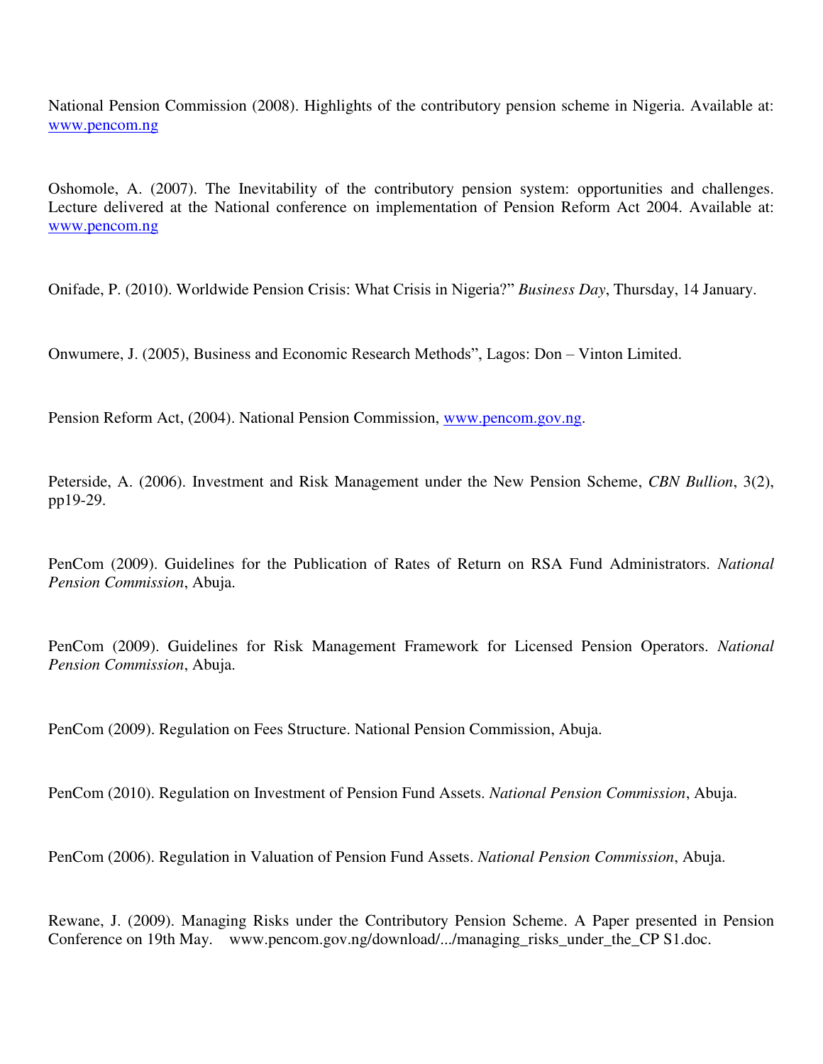National Pension Commission (2008). Highlights of the contributory pension scheme in Nigeria. Available at: www.pencom.ng

Oshomole, A. (2007). The Inevitability of the contributory pension system: opportunities and challenges. Lecture delivered at the National conference on implementation of Pension Reform Act 2004. Available at: www.pencom.ng

Onifade, P. (2010). Worldwide Pension Crisis: What Crisis in Nigeria?" *Business Day*, Thursday, 14 January.

Onwumere, J. (2005), Business and Economic Research Methods", Lagos: Don – Vinton Limited.

Pension Reform Act, (2004). National Pension Commission, www.pencom.gov.ng.

Peterside, A. (2006). Investment and Risk Management under the New Pension Scheme, *CBN Bullion*, 3(2), pp19-29.

PenCom (2009). Guidelines for the Publication of Rates of Return on RSA Fund Administrators. *National Pension Commission*, Abuja.

PenCom (2009). Guidelines for Risk Management Framework for Licensed Pension Operators. *National Pension Commission*, Abuja.

PenCom (2009). Regulation on Fees Structure. National Pension Commission, Abuja.

PenCom (2010). Regulation on Investment of Pension Fund Assets. *National Pension Commission*, Abuja.

PenCom (2006). Regulation in Valuation of Pension Fund Assets. *National Pension Commission*, Abuja.

Rewane, J. (2009). Managing Risks under the Contributory Pension Scheme. A Paper presented in Pension Conference on 19th May. www.pencom.gov.ng/download/.../managing_risks_under_the_CP S1.doc.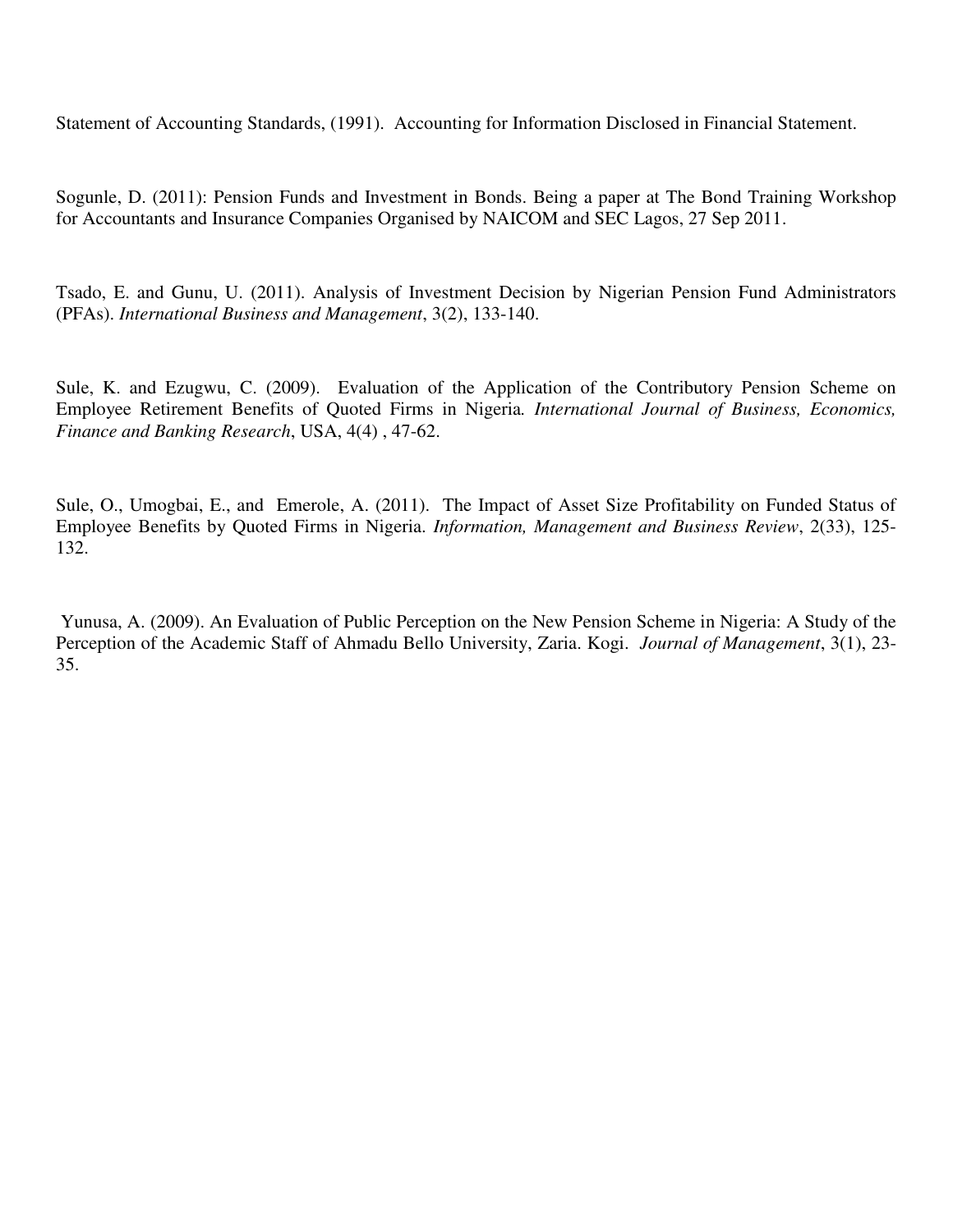Statement of Accounting Standards, (1991). Accounting for Information Disclosed in Financial Statement.

Sogunle, D. (2011): Pension Funds and Investment in Bonds. Being a paper at The Bond Training Workshop for Accountants and Insurance Companies Organised by NAICOM and SEC Lagos, 27 Sep 2011.

Tsado, E. and Gunu, U. (2011). Analysis of Investment Decision by Nigerian Pension Fund Administrators (PFAs). *International Business and Management*, 3(2), 133-140.

Sule, K. and Ezugwu, C. (2009). Evaluation of the Application of the Contributory Pension Scheme on Employee Retirement Benefits of Quoted Firms in Nigeria*. International Journal of Business, Economics, Finance and Banking Research*, USA, 4(4) , 47-62.

Sule, O., Umogbai, E., and Emerole, A. (2011). The Impact of Asset Size Profitability on Funded Status of Employee Benefits by Quoted Firms in Nigeria. *Information, Management and Business Review*, 2(33), 125-132.

Yunusa, A. (2009). An Evaluation of Public Perception on the New Pension Scheme in Nigeria: A Study of the Perception of the Academic Staff of Ahmadu Bello University, Zaria. Kogi. *Journal of Management*, 3(1), 23-35.